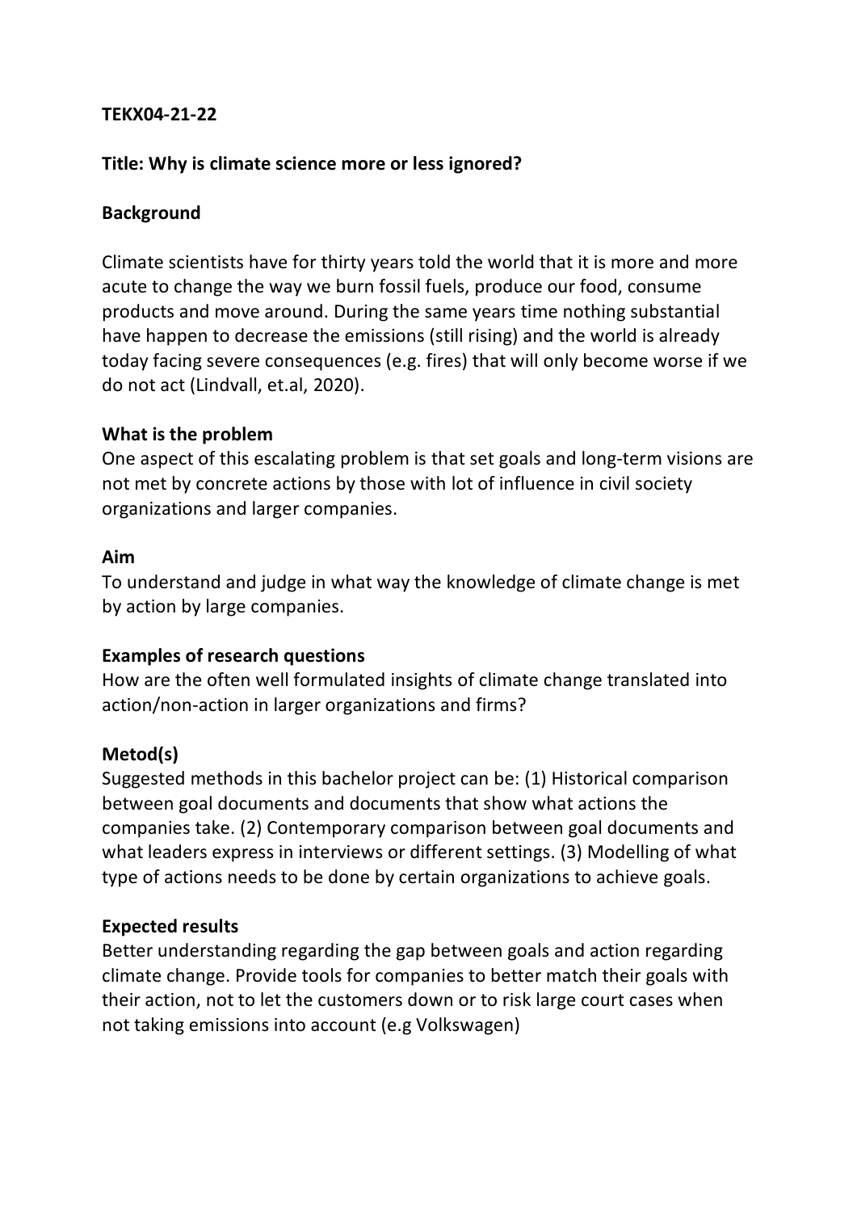**TEKX04-21-22**

**Title: Why is climate science more or less ignored?**

**Background**

Climate scientists have for thirty years told the world that it is more and more acute to change the way we burn fossil fuels, produce our food, consume products and move around. During the same years time nothing substantial have happen to decrease the emissions (still rising) and the world is already today facing severe consequences (e.g. fires) that will only become worse if we do not act (Lindvall, et.al, 2020).

**What is the problem**

One aspect of this escalating problem is that set goals and long-term visions are not met by concrete actions by those with lot of influence in civil society organizations and larger companies.

**Aim**

To understand and judge in what way the knowledge of climate change is met by action by large companies.

**Examples of research questions**

How are the often well formulated insights of climate change translated into action/non-action in larger organizations and firms?

**Metod(s)**

Suggested methods in this bachelor project can be: (1) Historical comparison between goal documents and documents that show what actions the companies take. (2) Contemporary comparison between goal documents and what leaders express in interviews or different settings. (3) Modelling of what type of actions needs to be done by certain organizations to achieve goals.

**Expected results**

Better understanding regarding the gap between goals and action regarding climate change. Provide tools for companies to better match their goals with their action, not to let the customers down or to risk large court cases when not taking emissions into account (e.g Volkswagen)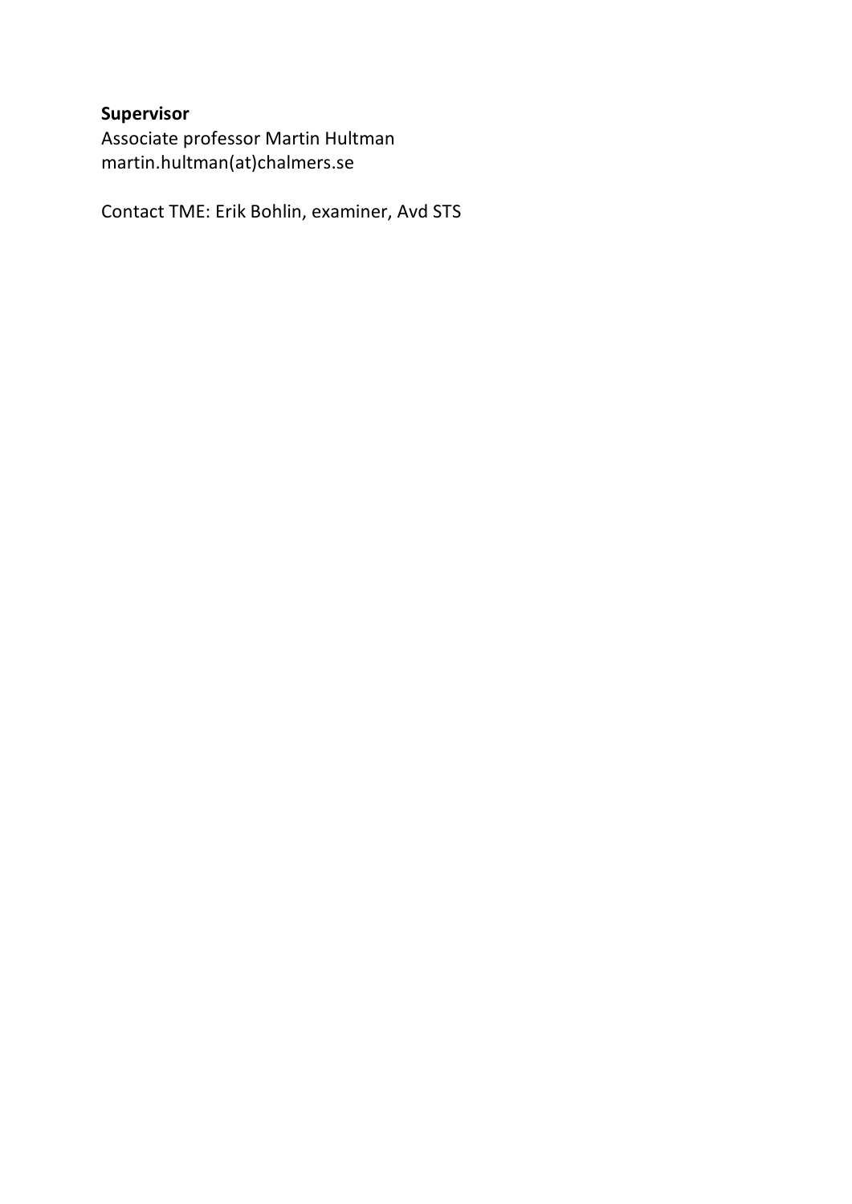**Supervisor**
Associate professor Martin Hultman
martin.hultman(at)chalmers.se

Contact TME: Erik Bohlin, examiner, Avd STS